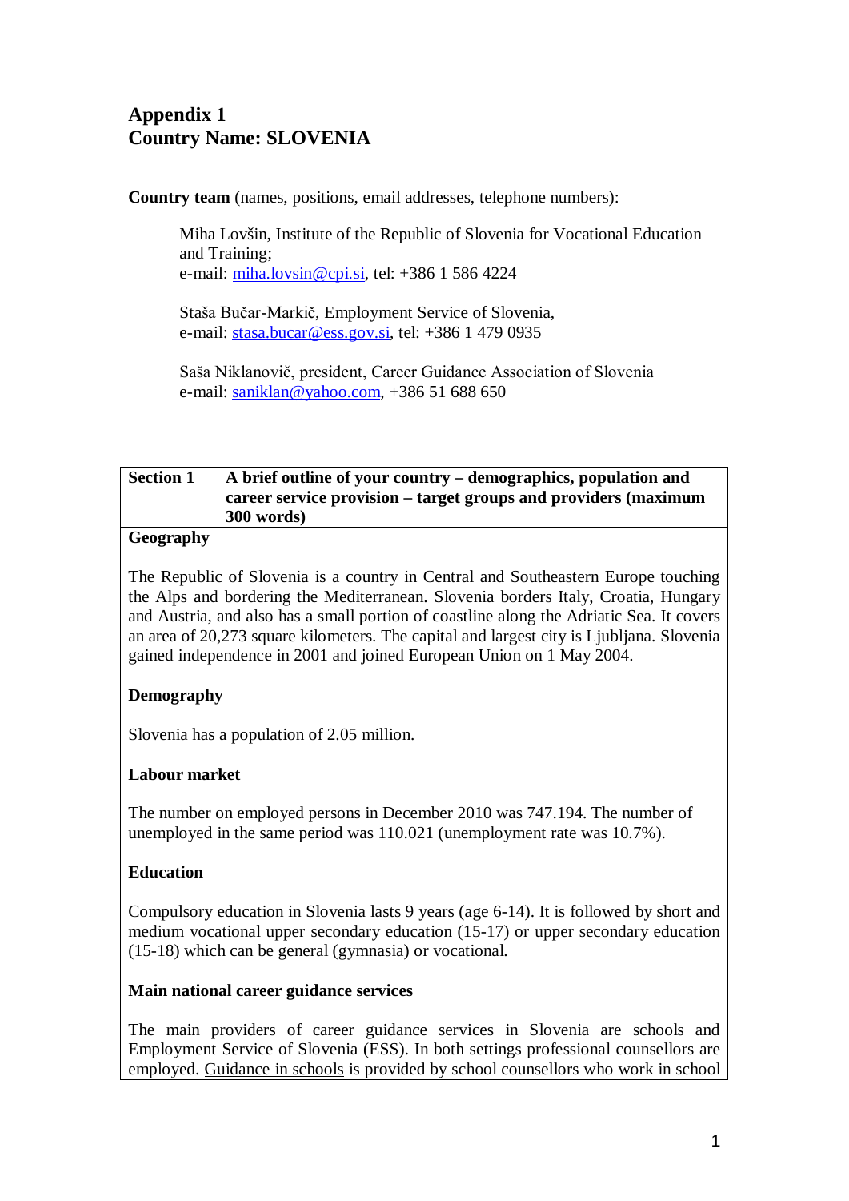# Appendix 1
# Country Name: SLOVENIA

**Country team** (names, positions, email addresses, telephone numbers):

Miha Lovšin, Institute of the Republic of Slovenia for Vocational Education and Training;
e-mail: miha.lovsin@cpi.si, tel: +386 1 586 4224

Staša Bučar-Markič, Employment Service of Slovenia,
e-mail: stasa.bucar@ess.gov.si, tel: +386 1 479 0935

Saša Niklanovič, president, Career Guidance Association of Slovenia
e-mail: saniklan@yahoo.com, +386 51 688 650

| Section 1 | A brief outline of your country – demographics, population and career service provision – target groups and providers (maximum 300 words) |
|---|---|

**Geography**

The Republic of Slovenia is a country in Central and Southeastern Europe touching the Alps and bordering the Mediterranean. Slovenia borders Italy, Croatia, Hungary and Austria, and also has a small portion of coastline along the Adriatic Sea. It covers an area of 20,273 square kilometers. The capital and largest city is Ljubljana. Slovenia gained independence in 2001 and joined European Union on 1 May 2004.

**Demography**

Slovenia has a population of 2.05 million.

**Labour market**

The number on employed persons in December 2010 was 747.194. The number of unemployed in the same period was 110.021 (unemployment rate was 10.7%).

**Education**

Compulsory education in Slovenia lasts 9 years (age 6-14). It is followed by short and medium vocational upper secondary education (15-17) or upper secondary education (15-18) which can be general (gymnasia) or vocational.

**Main national career guidance services**

The main providers of career guidance services in Slovenia are schools and Employment Service of Slovenia (ESS). In both settings professional counsellors are employed. Guidance in schools is provided by school counsellors who work in school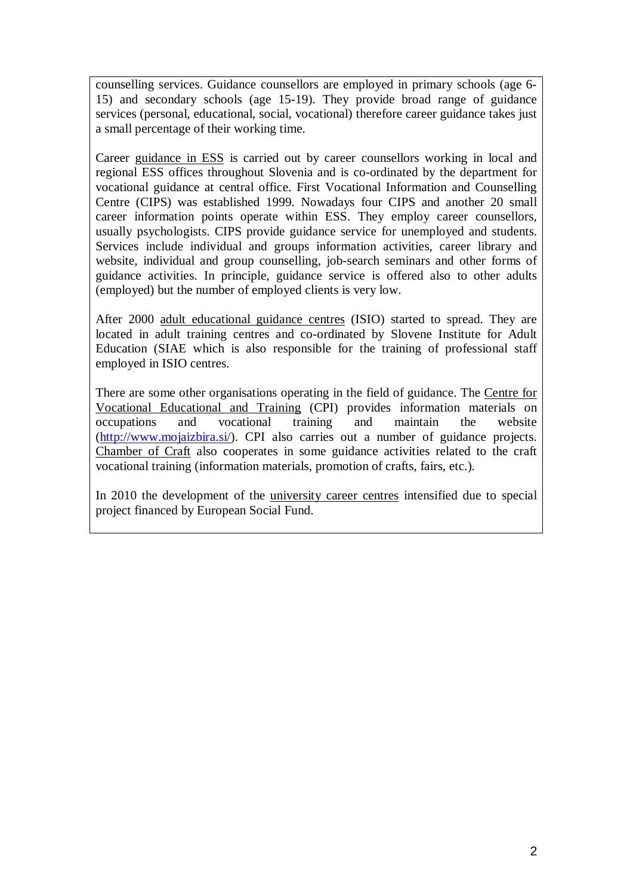counselling services. Guidance counsellors are employed in primary schools (age 6-15) and secondary schools (age 15-19). They provide broad range of guidance services (personal, educational, social, vocational) therefore career guidance takes just a small percentage of their working time.

Career guidance in ESS is carried out by career counsellors working in local and regional ESS offices throughout Slovenia and is co-ordinated by the department for vocational guidance at central office. First Vocational Information and Counselling Centre (CIPS) was established 1999. Nowadays four CIPS and another 20 small career information points operate within ESS. They employ career counsellors, usually psychologists. CIPS provide guidance service for unemployed and students. Services include individual and groups information activities, career library and website, individual and group counselling, job-search seminars and other forms of guidance activities. In principle, guidance service is offered also to other adults (employed) but the number of employed clients is very low.

After 2000 adult educational guidance centres (ISIO) started to spread. They are located in adult training centres and co-ordinated by Slovene Institute for Adult Education (SIAE which is also responsible for the training of professional staff employed in ISIO centres.

There are some other organisations operating in the field of guidance. The Centre for Vocational Educational and Training (CPI) provides information materials on occupations and vocational training and maintain the website (http://www.mojaizbira.si/). CPI also carries out a number of guidance projects. Chamber of Craft also cooperates in some guidance activities related to the craft vocational training (information materials, promotion of crafts, fairs, etc.).

In 2010 the development of the university career centres intensified due to special project financed by European Social Fund.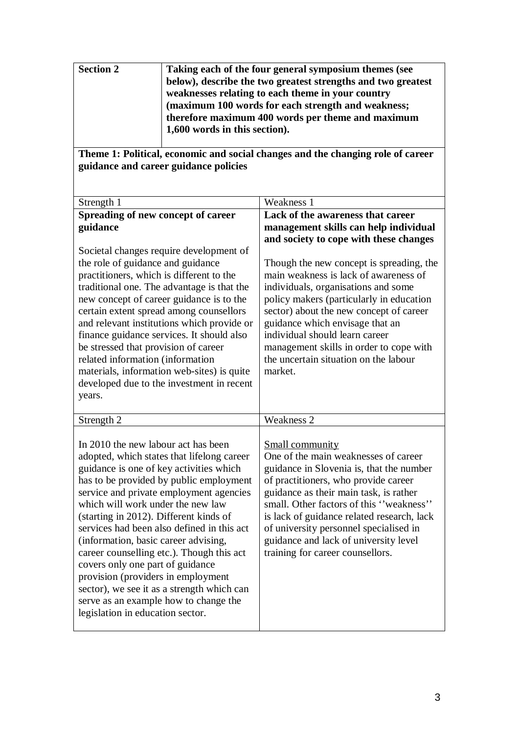| **Section 2** | **Taking each of the four general symposium themes (see below), describe the two greatest strengths and two greatest weaknesses relating to each theme in your country (maximum 100 words for each strength and weakness; therefore maximum 400 words per theme and maximum 1,600 words in this section).** |
|---|---|

**Theme 1: Political, economic and social changes and the changing role of career guidance and career guidance policies**

| Strength 1 | Weakness 1 |
|---|---|
| **Spreading of new concept of career guidance**<br><br>Societal changes require development of the role of guidance and guidance practitioners, which is different to the traditional one. The advantage is that the new concept of career guidance is to the certain extent spread among counsellors and relevant institutions which provide or finance guidance services. It should also be stressed that provision of career related information (information materials, information web-sites) is quite developed due to the investment in recent years. | **Lack of the awareness that career management skills can help individual and society to cope with these changes**<br><br>Though the new concept is spreading, the main weakness is lack of awareness of individuals, organisations and some policy makers (particularly in education sector) about the new concept of career guidance which envisage that an individual should learn career management skills in order to cope with the uncertain situation on the labour market. |
| **Strength 2** | **Weakness 2** |
| In 2010 the new labour act has been adopted, which states that lifelong career guidance is one of key activities which has to be provided by public employment service and private employment agencies which will work under the new law (starting in 2012). Different kinds of services had been also defined in this act (information, basic career advising, career counselling etc.). Though this act covers only one part of guidance provision (providers in employment sector), we see it as a strength which can serve as an example how to change the legislation in education sector. | Small community<br>One of the main weaknesses of career guidance in Slovenia is, that the number of practitioners, who provide career guidance as their main task, is rather small. Other factors of this ''weakness'' is lack of guidance related research, lack of university personnel specialised in guidance and lack of university level training for career counsellors. |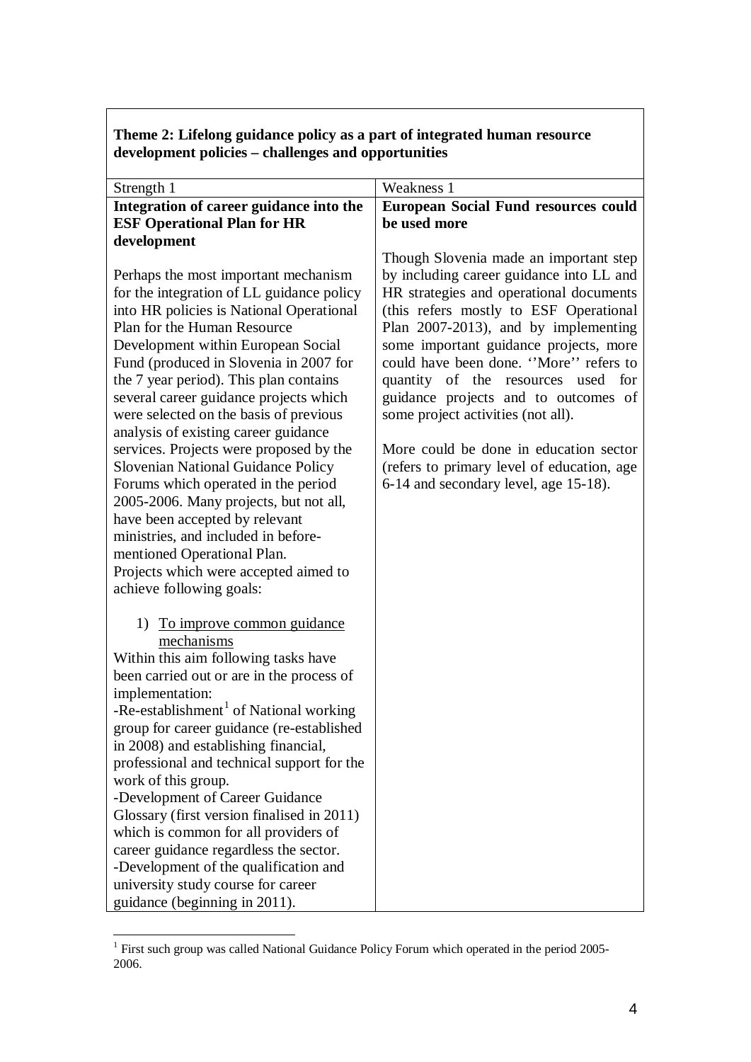**Theme 2: Lifelong guidance policy as a part of integrated human resource development policies – challenges and opportunities**

| Strength 1 | Weakness 1 |
|---|---|
| **Integration of career guidance into the ESF Operational Plan for HR development**<br><br>Perhaps the most important mechanism for the integration of LL guidance policy into HR policies is National Operational Plan for the Human Resource Development within European Social Fund (produced in Slovenia in 2007 for the 7 year period). This plan contains several career guidance projects which were selected on the basis of previous analysis of existing career guidance services. Projects were proposed by the Slovenian National Guidance Policy Forums which operated in the period 2005-2006. Many projects, but not all, have been accepted by relevant ministries, and included in before-mentioned Operational Plan.<br>Projects which were accepted aimed to achieve following goals:<br><br>1) To improve common guidance mechanisms<br>Within this aim following tasks have been carried out or are in the process of implementation:<br>-Re-establishment[1] of National working group for career guidance (re-established in 2008) and establishing financial, professional and technical support for the work of this group.<br>-Development of Career Guidance Glossary (first version finalised in 2011) which is common for all providers of career guidance regardless the sector.<br>-Development of the qualification and university study course for career guidance (beginning in 2011). | **European Social Fund resources could be used more**<br><br>Though Slovenia made an important step by including career guidance into LL and HR strategies and operational documents (this refers mostly to ESF Operational Plan 2007-2013), and by implementing some important guidance projects, more could have been done. ''More'' refers to quantity of the resources used for guidance projects and to outcomes of some project activities (not all).<br><br>More could be done in education sector (refers to primary level of education, age 6-14 and secondary level, age 15-18). |

[1] First such group was called National Guidance Policy Forum which operated in the period 2005-2006.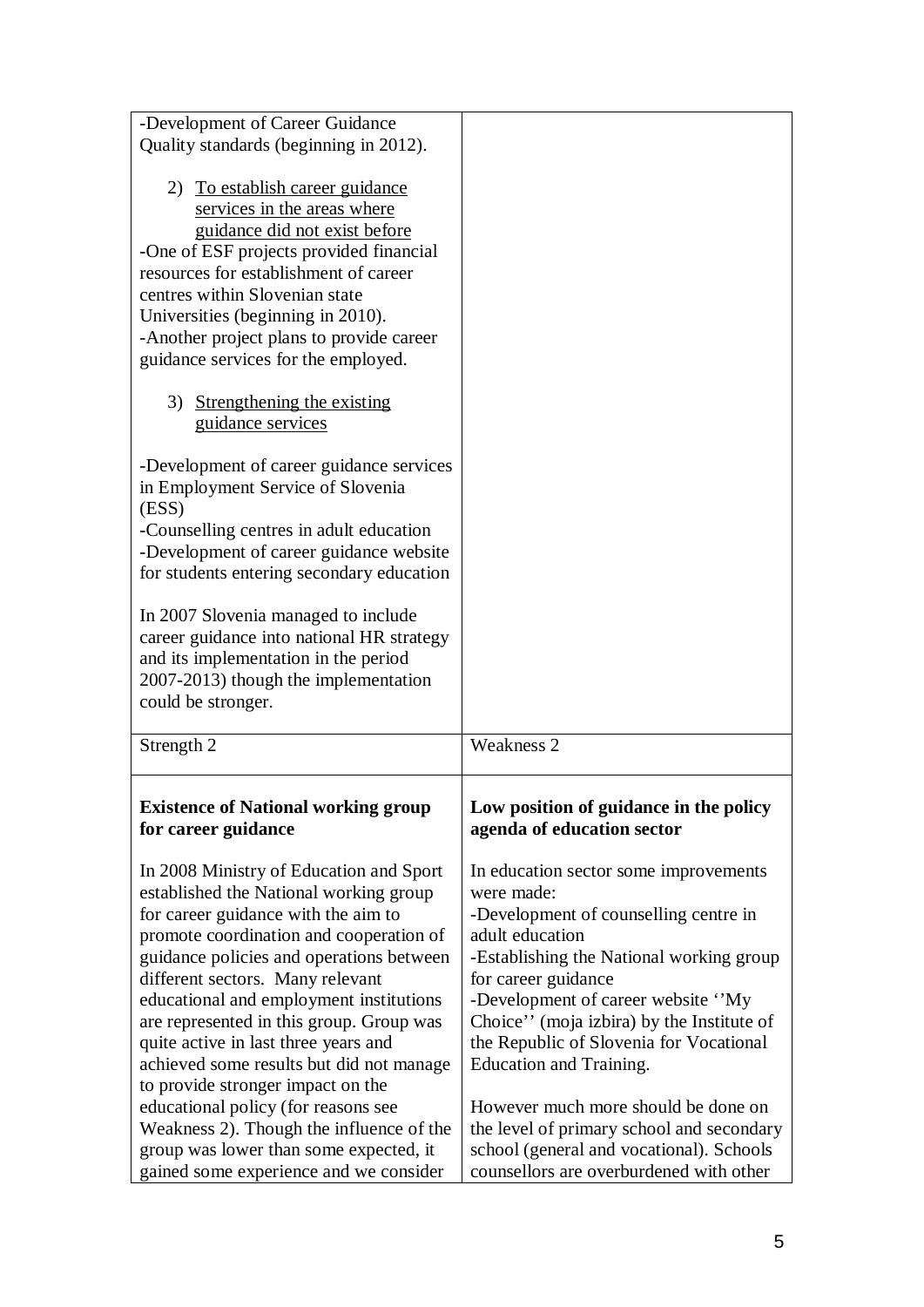| | |
|---|---|
| -Development of Career Guidance Quality standards (beginning in 2012).<br><br>2) To establish career guidance services in the areas where guidance did not exist before<br>-One of ESF projects provided financial resources for establishment of career centres within Slovenian state Universities (beginning in 2010).<br>-Another project plans to provide career guidance services for the employed.<br><br>3) Strengthening the existing guidance services<br><br>-Development of career guidance services in Employment Service of Slovenia (ESS)<br>-Counselling centres in adult education<br>-Development of career guidance website for students entering secondary education<br><br>In 2007 Slovenia managed to include career guidance into national HR strategy and its implementation in the period 2007-2013) though the implementation could be stronger. | |
| Strength 2 | Weakness 2 |
| **Existence of National working group for career guidance**<br><br>In 2008 Ministry of Education and Sport established the National working group for career guidance with the aim to promote coordination and cooperation of guidance policies and operations between different sectors. Many relevant educational and employment institutions are represented in this group. Group was quite active in last three years and achieved some results but did not manage to provide stronger impact on the educational policy (for reasons see Weakness 2). Though the influence of the group was lower than some expected, it gained some experience and we consider | **Low position of guidance in the policy agenda of education sector**<br><br>In education sector some improvements were made:<br>-Development of counselling centre in adult education<br>-Establishing the National working group for career guidance<br>-Development of career website ''My Choice'' (moja izbira) by the Institute of the Republic of Slovenia for Vocational Education and Training.<br><br>However much more should be done on the level of primary school and secondary school (general and vocational). Schools counsellors are overburdened with other |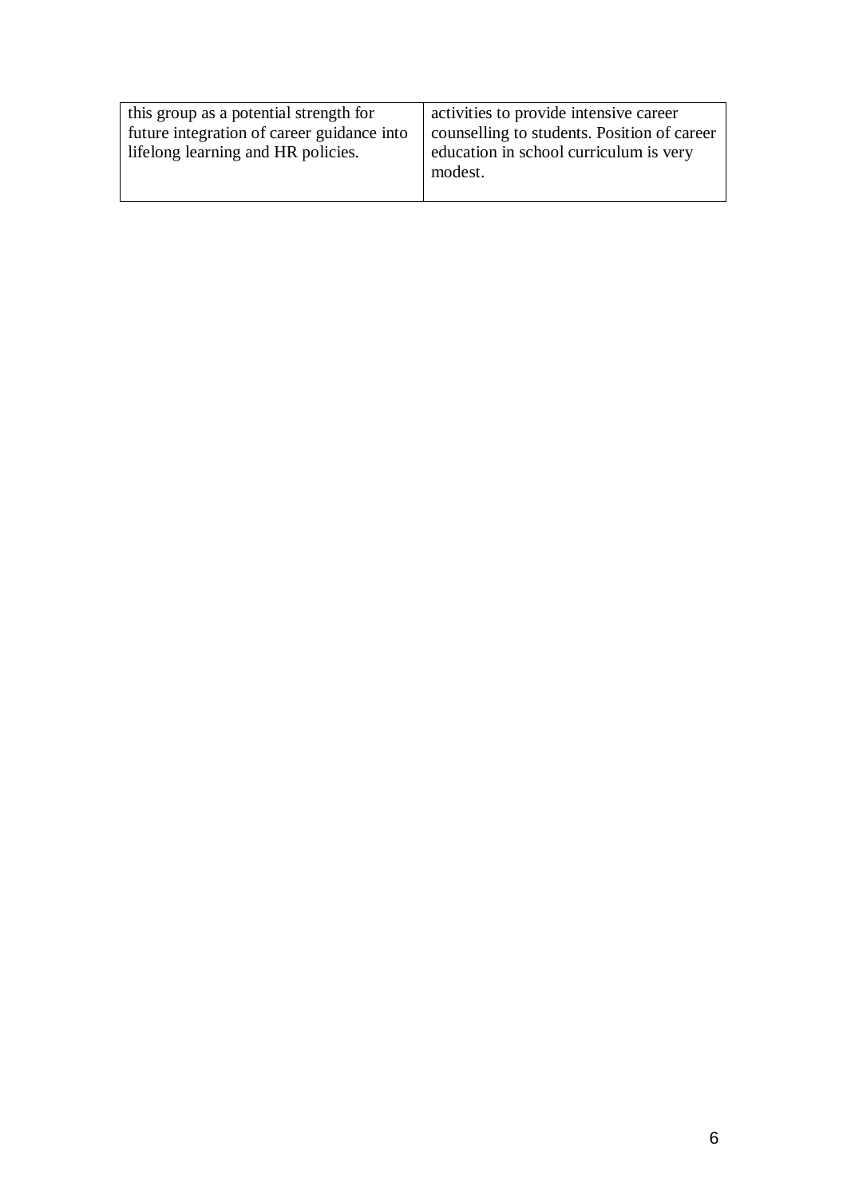| | |
|---|---|
| this group as a potential strength for future integration of career guidance into lifelong learning and HR policies. | activities to provide intensive career counselling to students. Position of career education in school curriculum is very modest. |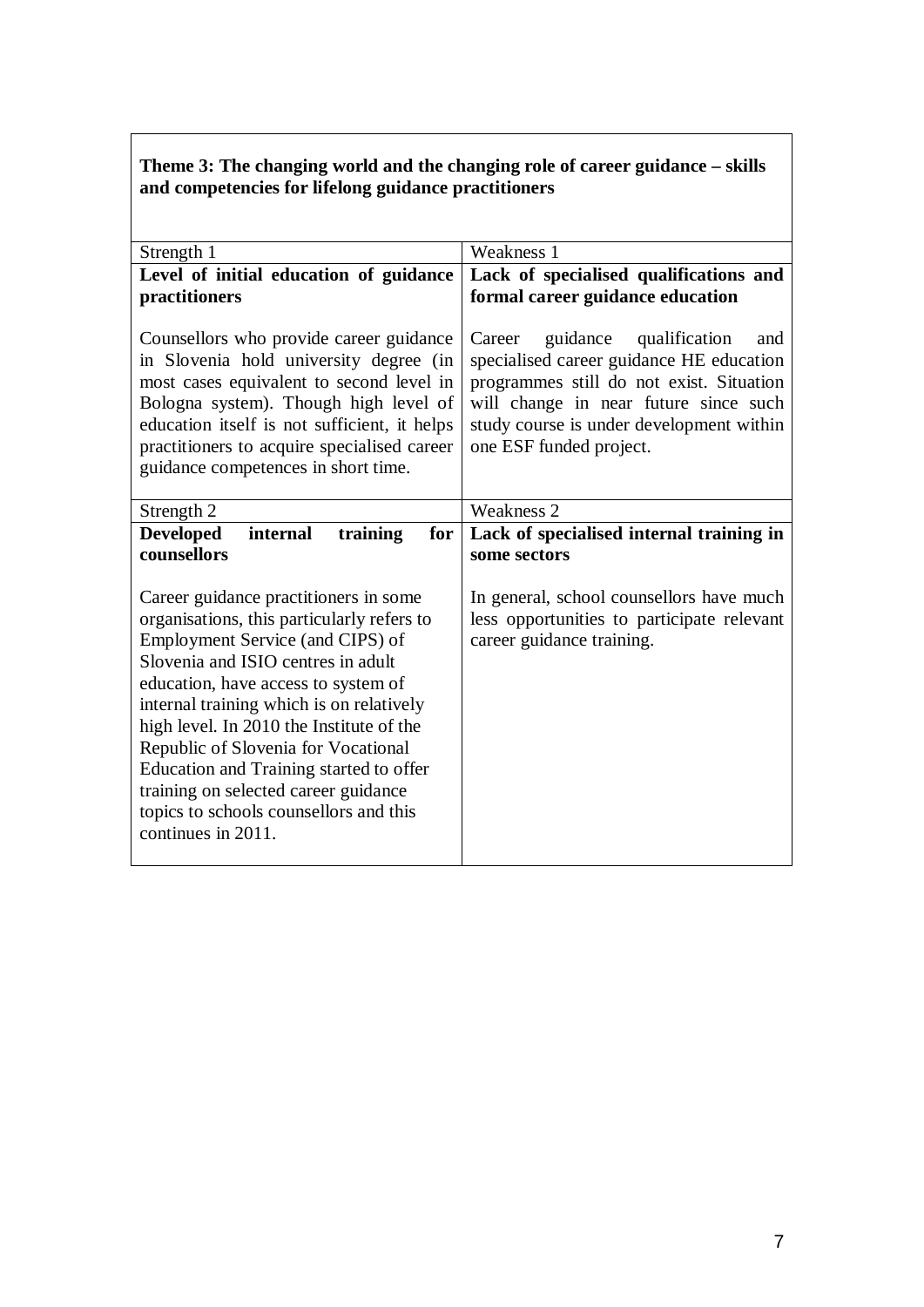**Theme 3: The changing world and the changing role of career guidance – skills and competencies for lifelong guidance practitioners**

| Strength 1 | Weakness 1 |
|---|---|
| **Level of initial education of guidance practitioners**<br><br>Counsellors who provide career guidance in Slovenia hold university degree (in most cases equivalent to second level in Bologna system). Though high level of education itself is not sufficient, it helps practitioners to acquire specialised career guidance competences in short time. | **Lack of specialised qualifications and formal career guidance education**<br><br>Career guidance qualification and specialised career guidance HE education programmes still do not exist. Situation will change in near future since such study course is under development within one ESF funded project. |
| Strength 2 | Weakness 2 |
| **Developed internal training for counsellors**<br><br>Career guidance practitioners in some organisations, this particularly refers to Employment Service (and CIPS) of Slovenia and ISIO centres in adult education, have access to system of internal training which is on relatively high level. In 2010 the Institute of the Republic of Slovenia for Vocational Education and Training started to offer training on selected career guidance topics to schools counsellors and this continues in 2011. | **Lack of specialised internal training in some sectors**<br><br>In general, school counsellors have much less opportunities to participate relevant career guidance training. |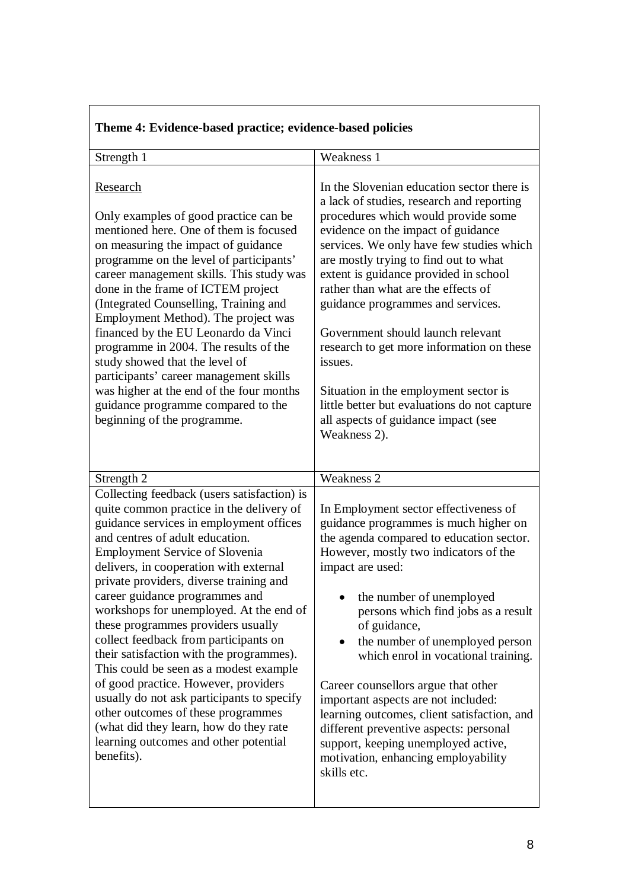| **Theme 4: Evidence-based practice; evidence-based policies** | |
|---|---|
| Strength 1 | Weakness 1 |
| <u>Research</u><br><br>Only examples of good practice can be mentioned here. One of them is focused on measuring the impact of guidance programme on the level of participants' career management skills. This study was done in the frame of ICTEM project (Integrated Counselling, Training and Employment Method). The project was financed by the EU Leonardo da Vinci programme in 2004. The results of the study showed that the level of participants' career management skills was higher at the end of the four months guidance programme compared to the beginning of the programme. | In the Slovenian education sector there is a lack of studies, research and reporting procedures which would provide some evidence on the impact of guidance services. We only have few studies which are mostly trying to find out to what extent is guidance provided in school rather than what are the effects of guidance programmes and services.<br><br>Government should launch relevant research to get more information on these issues.<br><br>Situation in the employment sector is little better but evaluations do not capture all aspects of guidance impact (see Weakness 2). |
| Strength 2 | Weakness 2 |
| Collecting feedback (users satisfaction) is quite common practice in the delivery of guidance services in employment offices and centres of adult education. Employment Service of Slovenia delivers, in cooperation with external private providers, diverse training and career guidance programmes and workshops for unemployed. At the end of these programmes providers usually collect feedback from participants on their satisfaction with the programmes). This could be seen as a modest example of good practice. However, providers usually do not ask participants to specify other outcomes of these programmes (what did they learn, how do they rate learning outcomes and other potential benefits). | In Employment sector effectiveness of guidance programmes is much higher on the agenda compared to education sector. However, mostly two indicators of the impact are used:<br><br>• the number of unemployed persons which find jobs as a result of guidance,<br>• the number of unemployed person which enrol in vocational training.<br><br>Career counsellors argue that other important aspects are not included: learning outcomes, client satisfaction, and different preventive aspects: personal support, keeping unemployed active, motivation, enhancing employability skills etc. |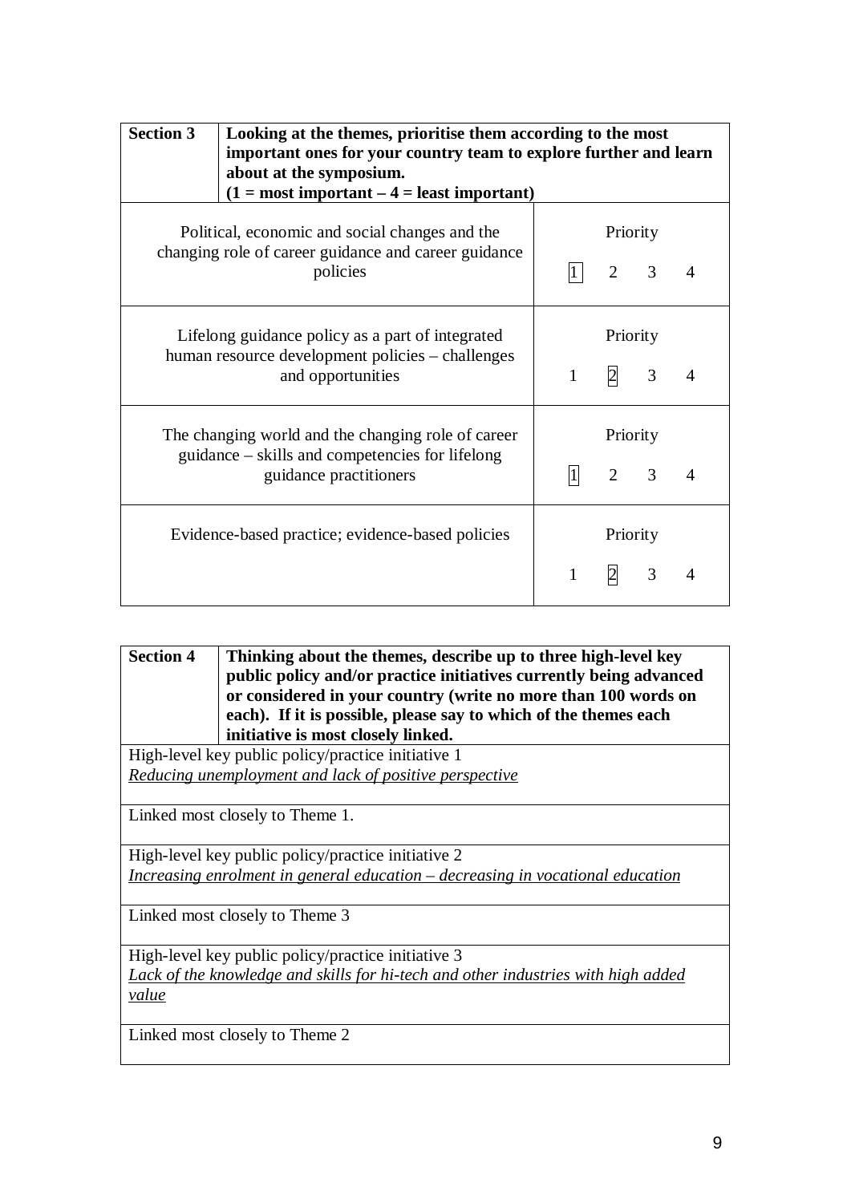| **Section 3** | **Looking at the themes, prioritise them according to the most important ones for your country team to explore further and learn about at the symposium. (1 = most important – 4 = least important)** |
|---|---|
| Political, economic and social changes and the changing role of career guidance and career guidance policies | Priority<br>[1] 2 3 4 |
| Lifelong guidance policy as a part of integrated human resource development policies – challenges and opportunities | Priority<br>1 [2] 3 4 |
| The changing world and the changing role of career guidance – skills and competencies for lifelong guidance practitioners | Priority<br>[1] 2 3 4 |
| Evidence-based practice; evidence-based policies | Priority<br>1 [2] 3 4 |

| **Section 4** | **Thinking about the themes, describe up to three high-level key public policy and/or practice initiatives currently being advanced or considered in your country (write no more than 100 words on each). If it is possible, please say to which of the themes each initiative is most closely linked.** |
|---|---|
| High-level key public policy/practice initiative 1<br>*Reducing unemployment and lack of positive perspective* | |
| Linked most closely to Theme 1. | |
| High-level key public policy/practice initiative 2<br>*Increasing enrolment in general education – decreasing in vocational education* | |
| Linked most closely to Theme 3 | |
| High-level key public policy/practice initiative 3<br>*Lack of the knowledge and skills for hi-tech and other industries with high added value* | |
| Linked most closely to Theme 2 | |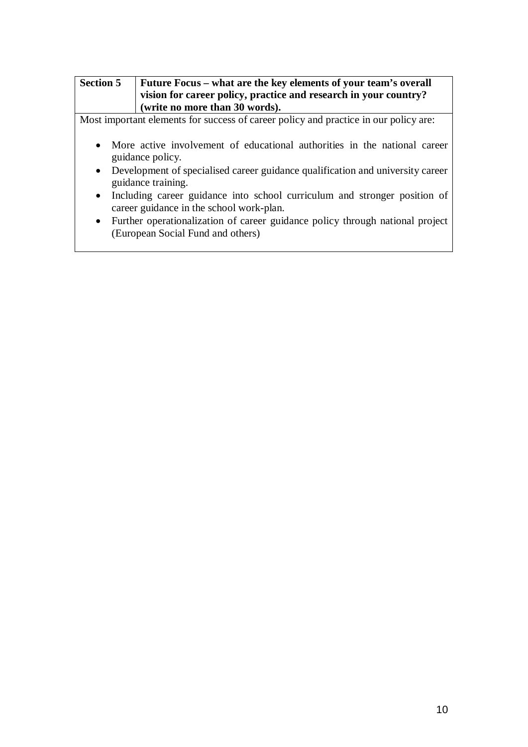| Section 5 | Future Focus – what are the key elements of your team's overall vision for career policy, practice and research in your country? (write no more than 30 words). |
| --- | --- |

Most important elements for success of career policy and practice in our policy are:

- More active involvement of educational authorities in the national career guidance policy.
- Development of specialised career guidance qualification and university career guidance training.
- Including career guidance into school curriculum and stronger position of career guidance in the school work-plan.
- Further operationalization of career guidance policy through national project (European Social Fund and others)